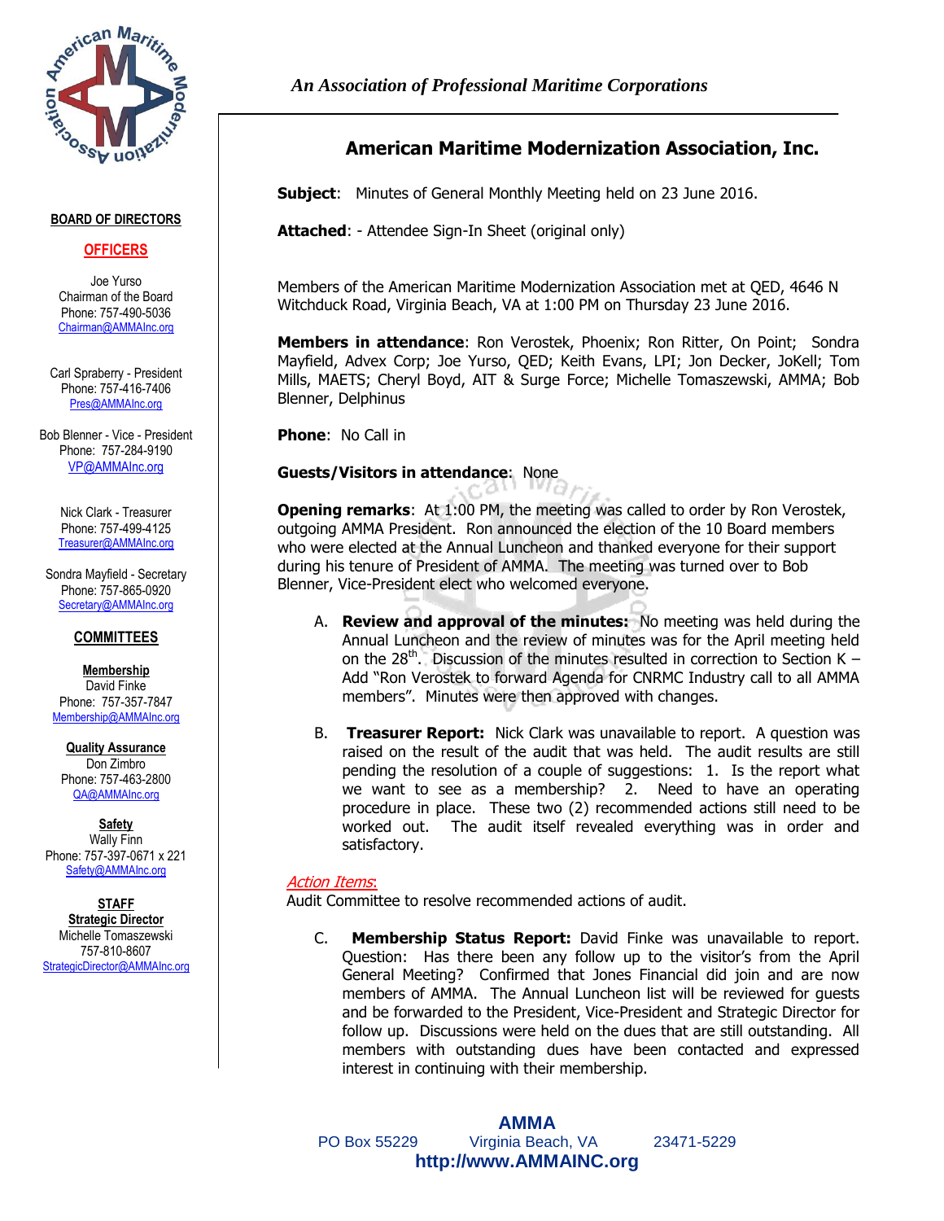*An Association of Professional Maritime Corporations*

**BOARD OF DIRECTORS**

**OFFICERS**

Joe Yurso
Chairman of the Board
Phone: 757-490-5036
Chairman@AMMAInc.org

Carl Spraberry - President
Phone: 757-416-7406
Pres@AMMAInc.org

Bob Blenner - Vice - President
Phone: 757-284-9190
VP@AMMAInc.org

Nick Clark - Treasurer
Phone: 757-499-4125
Treasurer@AMMAInc.org

Sondra Mayfield - Secretary
Phone: 757-865-0920
Secretary@AMMAInc.org

**COMMITTEES**

**Membership**
David Finke
Phone: 757-357-7847
Membership@AMMAInc.org

**Quality Assurance**
Don Zimbro
Phone: 757-463-2800
QA@AMMAInc.org

**Safety**
Wally Finn
Phone: 757-397-0671 x 221
Safety@AMMAInc.org

**STAFF**
**Strategic Director**
Michelle Tomaszewski
757-810-8607
StrategicDirector@AMMAInc.org

# American Maritime Modernization Association, Inc.

**Subject**: Minutes of General Monthly Meeting held on 23 June 2016.

**Attached**: - Attendee Sign-In Sheet (original only)

Members of the American Maritime Modernization Association met at QED, 4646 N Witchduck Road, Virginia Beach, VA at 1:00 PM on Thursday 23 June 2016.

**Members in attendance**: Ron Verostek, Phoenix; Ron Ritter, On Point; Sondra Mayfield, Advex Corp; Joe Yurso, QED; Keith Evans, LPI; Jon Decker, JoKell; Tom Mills, MAETS; Cheryl Boyd, AIT & Surge Force; Michelle Tomaszewski, AMMA; Bob Blenner, Delphinus

**Phone**: No Call in

**Guests/Visitors in attendance**: None

**Opening remarks**: At 1:00 PM, the meeting was called to order by Ron Verostek, outgoing AMMA President. Ron announced the election of the 10 Board members who were elected at the Annual Luncheon and thanked everyone for their support during his tenure of President of AMMA. The meeting was turned over to Bob Blenner, Vice-President elect who welcomed everyone.

A. **Review and approval of the minutes:** No meeting was held during the Annual Luncheon and the review of minutes was for the April meeting held on the 28th. Discussion of the minutes resulted in correction to Section K – Add "Ron Verostek to forward Agenda for CNRMC Industry call to all AMMA members". Minutes were then approved with changes.

B. **Treasurer Report:** Nick Clark was unavailable to report. A question was raised on the result of the audit that was held. The audit results are still pending the resolution of a couple of suggestions: 1. Is the report what we want to see as a membership? 2. Need to have an operating procedure in place. These two (2) recommended actions still need to be worked out. The audit itself revealed everything was in order and satisfactory.

*Action Items*:
Audit Committee to resolve recommended actions of audit.

C. **Membership Status Report:** David Finke was unavailable to report. Question: Has there been any follow up to the visitor's from the April General Meeting? Confirmed that Jones Financial did join and are now members of AMMA. The Annual Luncheon list will be reviewed for guests and be forwarded to the President, Vice-President and Strategic Director for follow up. Discussions were held on the dues that are still outstanding. All members with outstanding dues have been contacted and expressed interest in continuing with their membership.

**AMMA**
PO Box 55229 Virginia Beach, VA 23471-5229
**http://www.AMMAINC.org**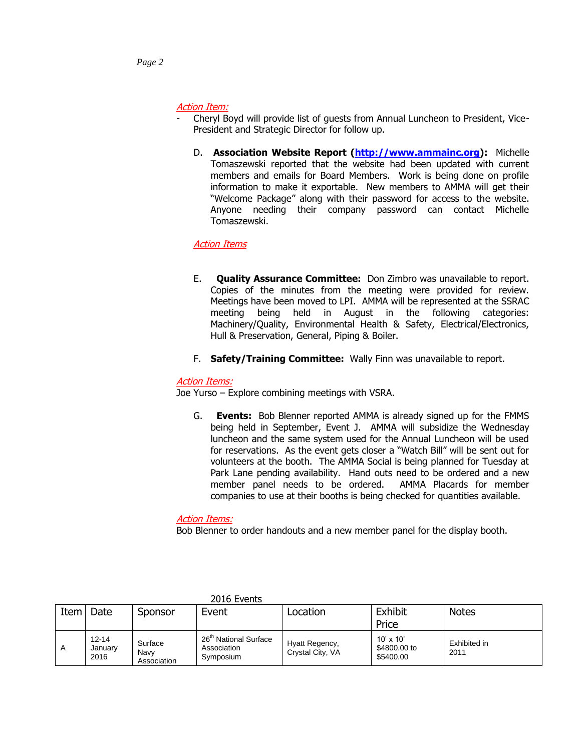*Action Item:*

- Cheryl Boyd will provide list of guests from Annual Luncheon to President, Vice-President and Strategic Director for follow up.

D. **Association Website Report (http://www.ammainc.org):** Michelle Tomaszewski reported that the website had been updated with current members and emails for Board Members. Work is being done on profile information to make it exportable. New members to AMMA will get their "Welcome Package" along with their password for access to the website. Anyone needing their company password can contact Michelle Tomaszewski.

*Action Items*

E. **Quality Assurance Committee:** Don Zimbro was unavailable to report. Copies of the minutes from the meeting were provided for review. Meetings have been moved to LPI. AMMA will be represented at the SSRAC meeting being held in August in the following categories: Machinery/Quality, Environmental Health & Safety, Electrical/Electronics, Hull & Preservation, General, Piping & Boiler.

F. **Safety/Training Committee:** Wally Finn was unavailable to report.

*Action Items:*

Joe Yurso – Explore combining meetings with VSRA.

G. **Events:** Bob Blenner reported AMMA is already signed up for the FMMS being held in September, Event J. AMMA will subsidize the Wednesday luncheon and the same system used for the Annual Luncheon will be used for reservations. As the event gets closer a "Watch Bill" will be sent out for volunteers at the booth. The AMMA Social is being planned for Tuesday at Park Lane pending availability. Hand outs need to be ordered and a new member panel needs to be ordered. AMMA Placards for member companies to use at their booths is being checked for quantities available.

*Action Items:*

Bob Blenner to order handouts and a new member panel for the display booth.

2016 Events

| Item | Date | Sponsor | Event | Location | Exhibit Price | Notes |
|---|---|---|---|---|---|---|
| A | 12-14 January 2016 | Surface Navy Association | 26th National Surface Association Symposium | Hyatt Regency, Crystal City, VA | 10' x 10' $4800.00 to $5400.00 | Exhibited in 2011 |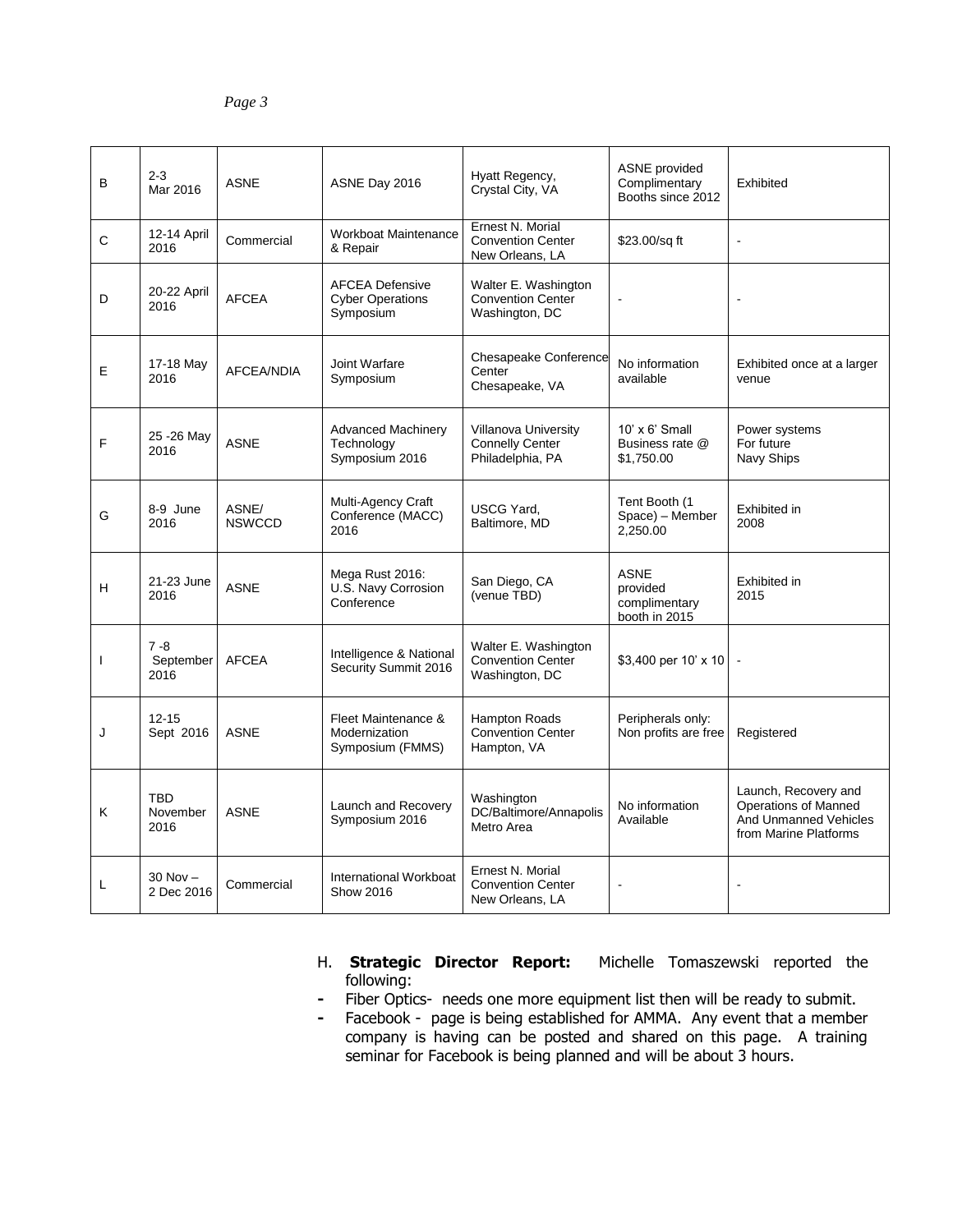| B | 2-3 Mar 2016 | ASNE | ASNE Day 2016 | Hyatt Regency, Crystal City, VA | ASNE provided Complimentary Booths since 2012 | Exhibited |
|---|---|---|---|---|---|---|
| C | 12-14 April 2016 | Commercial | Workboat Maintenance & Repair | Ernest N. Morial Convention Center New Orleans, LA | $23.00/sq ft | - |
| D | 20-22 April 2016 | AFCEA | AFCEA Defensive Cyber Operations Symposium | Walter E. Washington Convention Center Washington, DC | - | - |
| E | 17-18 May 2016 | AFCEA/NDIA | Joint Warfare Symposium | Chesapeake Conference Center Chesapeake, VA | No information available | Exhibited once at a larger venue |
| F | 25 -26 May 2016 | ASNE | Advanced Machinery Technology Symposium 2016 | Villanova University Connelly Center Philadelphia, PA | 10' x 6' Small Business rate @ $1,750.00 | Power systems For future Navy Ships |
| G | 8-9 June 2016 | ASNE/ NSWCCD | Multi-Agency Craft Conference (MACC) 2016 | USCG Yard, Baltimore, MD | Tent Booth (1 Space) – Member 2,250.00 | Exhibited in 2008 |
| H | 21-23 June 2016 | ASNE | Mega Rust 2016: U.S. Navy Corrosion Conference | San Diego, CA (venue TBD) | ASNE provided complimentary booth in 2015 | Exhibited in 2015 |
| I | 7 -8 September 2016 | AFCEA | Intelligence & National Security Summit 2016 | Walter E. Washington Convention Center Washington, DC | $3,400 per 10' x 10 | - |
| J | 12-15 Sept 2016 | ASNE | Fleet Maintenance & Modernization Symposium (FMMS) | Hampton Roads Convention Center Hampton, VA | Peripherals only: Non profits are free | Registered |
| K | TBD November 2016 | ASNE | Launch and Recovery Symposium 2016 | Washington DC/Baltimore/Annapolis Metro Area | No information Available | Launch, Recovery and Operations of Manned And Unmanned Vehicles from Marine Platforms |
| L | 30 Nov – 2 Dec 2016 | Commercial | International Workboat Show 2016 | Ernest N. Morial Convention Center New Orleans, LA | - | - |

H. **Strategic Director Report:** Michelle Tomaszewski reported the following:

- Fiber Optics- needs one more equipment list then will be ready to submit.
- Facebook - page is being established for AMMA. Any event that a member company is having can be posted and shared on this page. A training seminar for Facebook is being planned and will be about 3 hours.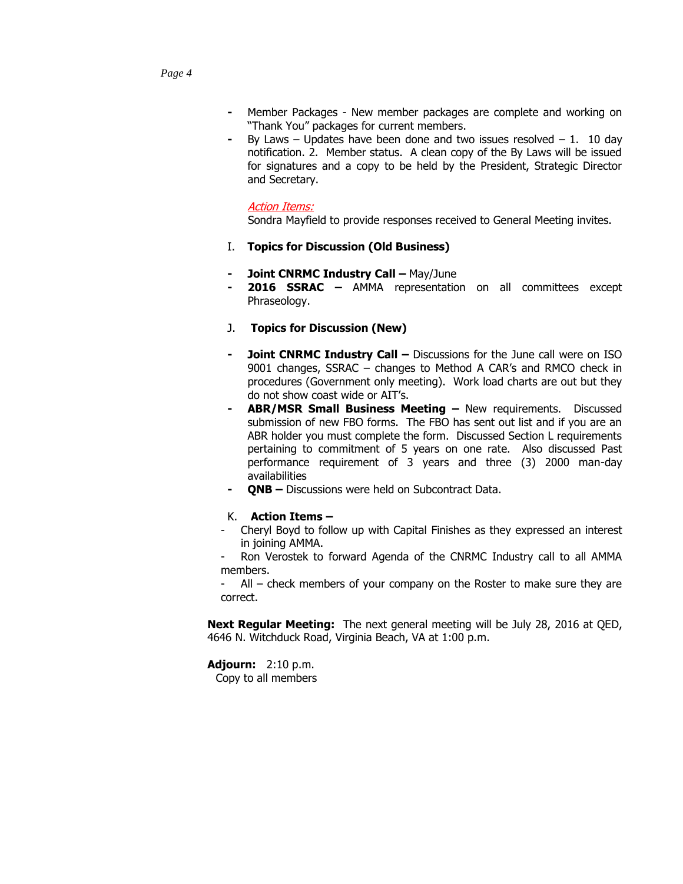- Member Packages - New member packages are complete and working on "Thank You" packages for current members.
- By Laws – Updates have been done and two issues resolved – 1. 10 day notification. 2. Member status. A clean copy of the By Laws will be issued for signatures and a copy to be held by the President, Strategic Director and Secretary.

  *Action Items:*
  Sondra Mayfield to provide responses received to General Meeting invites.

I. **Topics for Discussion (Old Business)**

- **Joint CNRMC Industry Call –** May/June
- **2016 SSRAC –** AMMA representation on all committees except Phraseology.

J. **Topics for Discussion (New)**

- **Joint CNRMC Industry Call –** Discussions for the June call were on ISO 9001 changes, SSRAC – changes to Method A CAR's and RMCO check in procedures (Government only meeting). Work load charts are out but they do not show coast wide or AIT's.
- **ABR/MSR Small Business Meeting –** New requirements. Discussed submission of new FBO forms. The FBO has sent out list and if you are an ABR holder you must complete the form. Discussed Section L requirements pertaining to commitment of 5 years on one rate. Also discussed Past performance requirement of 3 years and three (3) 2000 man-day availabilities
- **QNB –** Discussions were held on Subcontract Data.

K. **Action Items –**

- Cheryl Boyd to follow up with Capital Finishes as they expressed an interest in joining AMMA.
- Ron Verostek to forward Agenda of the CNRMC Industry call to all AMMA members.
- All – check members of your company on the Roster to make sure they are correct.

**Next Regular Meeting:** The next general meeting will be July 28, 2016 at QED, 4646 N. Witchduck Road, Virginia Beach, VA at 1:00 p.m.

**Adjourn:** 2:10 p.m.
Copy to all members